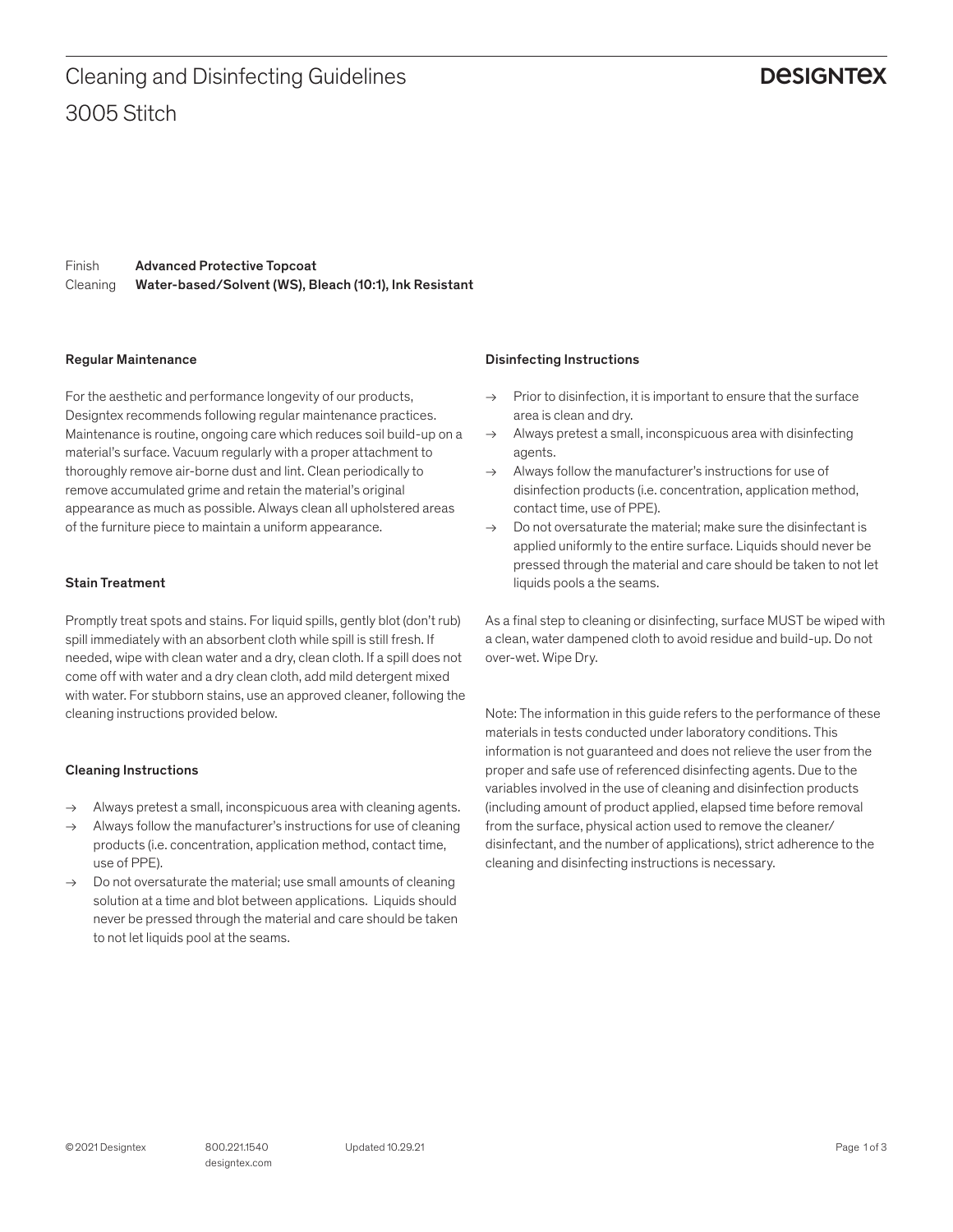# Cleaning and Disinfecting Guidelines

## 3005 Stitch

DESIGNTEX

| | |
|---|---|
| Finish | **Advanced Protective Topcoat** |
| Cleaning | **Water-based/Solvent (WS), Bleach (10:1), Ink Resistant** |

### Regular Maintenance

For the aesthetic and performance longevity of our products, Designtex recommends following regular maintenance practices. Maintenance is routine, ongoing care which reduces soil build-up on a material's surface. Vacuum regularly with a proper attachment to thoroughly remove air-borne dust and lint. Clean periodically to remove accumulated grime and retain the material's original appearance as much as possible. Always clean all upholstered areas of the furniture piece to maintain a uniform appearance.

### Stain Treatment

Promptly treat spots and stains. For liquid spills, gently blot (don't rub) spill immediately with an absorbent cloth while spill is still fresh. If needed, wipe with clean water and a dry, clean cloth. If a spill does not come off with water and a dry clean cloth, add mild detergent mixed with water. For stubborn stains, use an approved cleaner, following the cleaning instructions provided below.

### Cleaning Instructions

→ Always pretest a small, inconspicuous area with cleaning agents.
→ Always follow the manufacturer's instructions for use of cleaning products (i.e. concentration, application method, contact time, use of PPE).
→ Do not oversaturate the material; use small amounts of cleaning solution at a time and blot between applications. Liquids should never be pressed through the material and care should be taken to not let liquids pool at the seams.

### Disinfecting Instructions

→ Prior to disinfection, it is important to ensure that the surface area is clean and dry.
→ Always pretest a small, inconspicuous area with disinfecting agents.
→ Always follow the manufacturer's instructions for use of disinfection products (i.e. concentration, application method, contact time, use of PPE).
→ Do not oversaturate the material; make sure the disinfectant is applied uniformly to the entire surface. Liquids should never be pressed through the material and care should be taken to not let liquids pools a the seams.

As a final step to cleaning or disinfecting, surface MUST be wiped with a clean, water dampened cloth to avoid residue and build-up. Do not over-wet. Wipe Dry.

Note: The information in this guide refers to the performance of these materials in tests conducted under laboratory conditions. This information is not guaranteed and does not relieve the user from the proper and safe use of referenced disinfecting agents. Due to the variables involved in the use of cleaning and disinfection products (including amount of product applied, elapsed time before removal from the surface, physical action used to remove the cleaner/ disinfectant, and the number of applications), strict adherence to the cleaning and disinfecting instructions is necessary.

© 2021 Designtex 800.221.1540 designtex.com Updated 10.29.21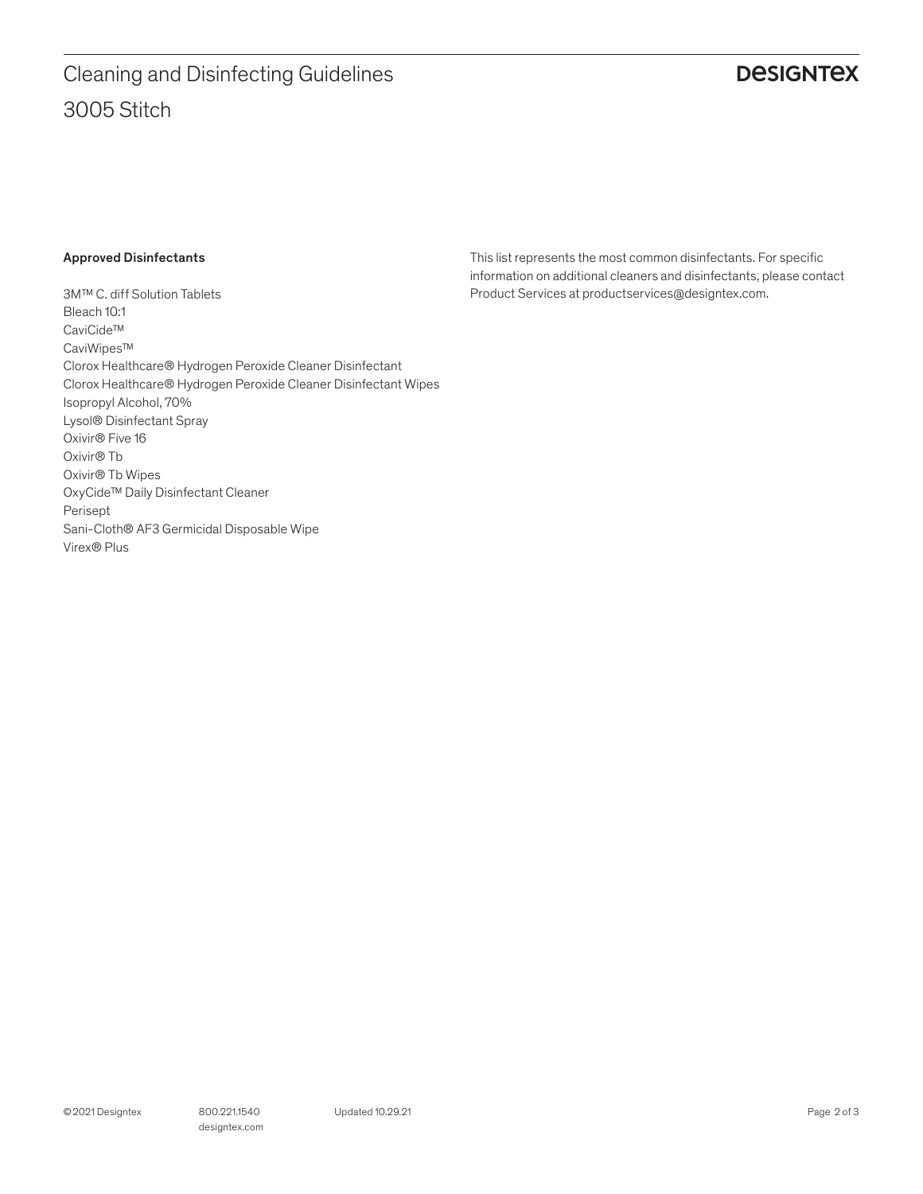## Approved Disinfectants

3M™ C. diff Solution Tablets
Bleach 10:1
CaviCide™
CaviWipes™
Clorox Healthcare® Hydrogen Peroxide Cleaner Disinfectant
Clorox Healthcare® Hydrogen Peroxide Cleaner Disinfectant Wipes
Isopropyl Alcohol, 70%
Lysol® Disinfectant Spray
Oxivir® Five 16
Oxivir® Tb
Oxivir® Tb Wipes
OxyCide™ Daily Disinfectant Cleaner
Perisept
Sani-Cloth® AF3 Germicidal Disposable Wipe
Virex® Plus

This list represents the most common disinfectants. For specific information on additional cleaners and disinfectants, please contact Product Services at productservices@designtex.com.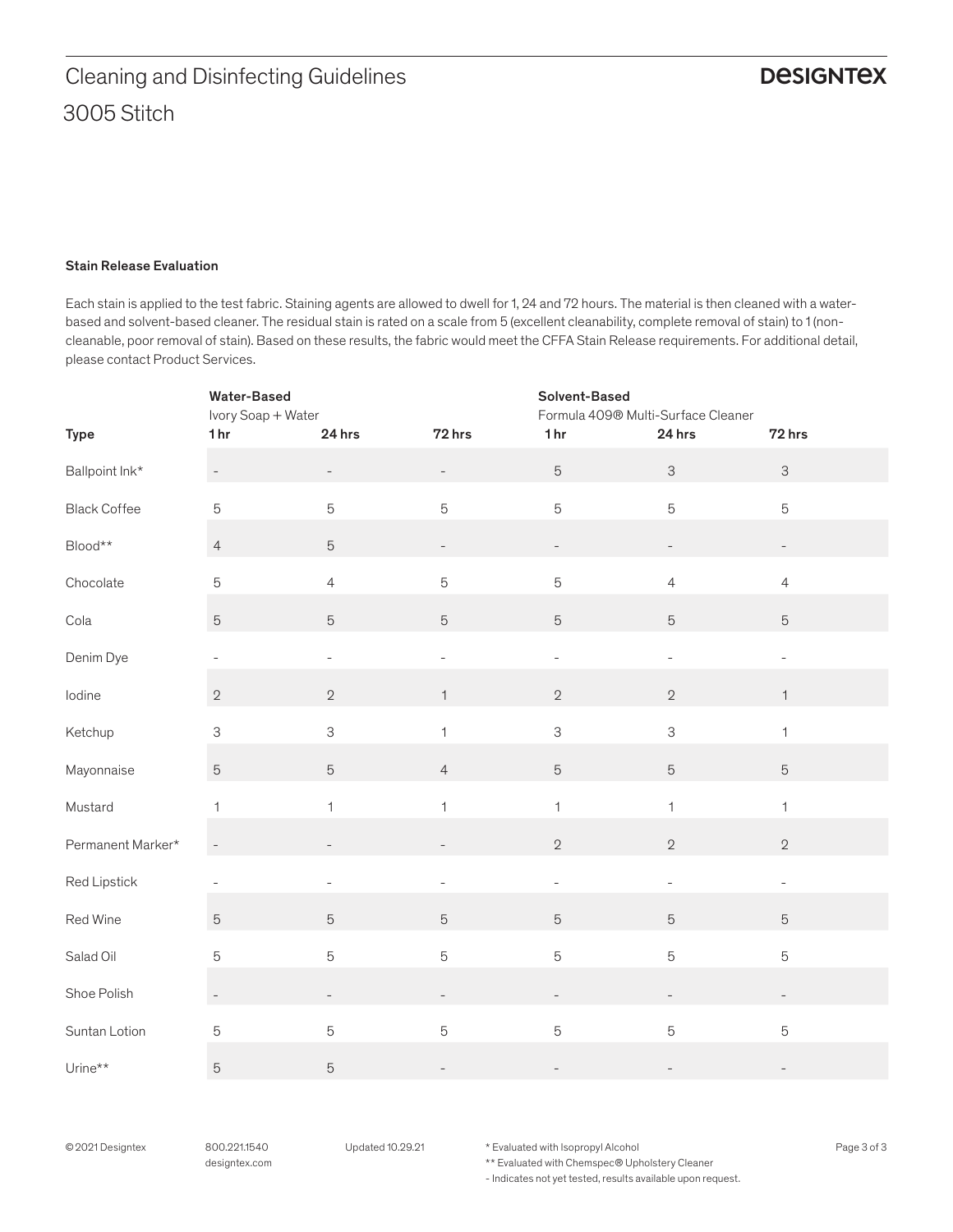# Cleaning and Disinfecting Guidelines

## 3005 Stitch

### Stain Release Evaluation

Each stain is applied to the test fabric. Staining agents are allowed to dwell for 1, 24 and 72 hours. The material is then cleaned with a water-based and solvent-based cleaner. The residual stain is rated on a scale from 5 (excellent cleanability, complete removal of stain) to 1 (non-cleanable, poor removal of stain). Based on these results, the fabric would meet the CFFA Stain Release requirements. For additional detail, please contact Product Services.

| | **Water-Based** Ivory Soap + Water | | | **Solvent-Based** Formula 409® Multi-Surface Cleaner | | |
|---|---|---|---|---|---|---|
| **Type** | **1 hr** | **24 hrs** | **72 hrs** | **1 hr** | **24 hrs** | **72 hrs** |
| Ballpoint Ink* | - | - | - | 5 | 3 | 3 |
| Black Coffee | 5 | 5 | 5 | 5 | 5 | 5 |
| Blood** | 4 | 5 | - | - | - | - |
| Chocolate | 5 | 4 | 5 | 5 | 4 | 4 |
| Cola | 5 | 5 | 5 | 5 | 5 | 5 |
| Denim Dye | - | - | - | - | - | - |
| Iodine | 2 | 2 | 1 | 2 | 2 | 1 |
| Ketchup | 3 | 3 | 1 | 3 | 3 | 1 |
| Mayonnaise | 5 | 5 | 4 | 5 | 5 | 5 |
| Mustard | 1 | 1 | 1 | 1 | 1 | 1 |
| Permanent Marker* | - | - | - | 2 | 2 | 2 |
| Red Lipstick | - | - | - | - | - | - |
| Red Wine | 5 | 5 | 5 | 5 | 5 | 5 |
| Salad Oil | 5 | 5 | 5 | 5 | 5 | 5 |
| Shoe Polish | - | - | - | - | - | - |
| Suntan Lotion | 5 | 5 | 5 | 5 | 5 | 5 |
| Urine** | 5 | 5 | - | - | - | - |

© 2021 Designtex

800.221.1540
designtex.com

Updated 10.29.21

* Evaluated with Isopropyl Alcohol
** Evaluated with Chemspec® Upholstery Cleaner
- Indicates not yet tested, results available upon request.